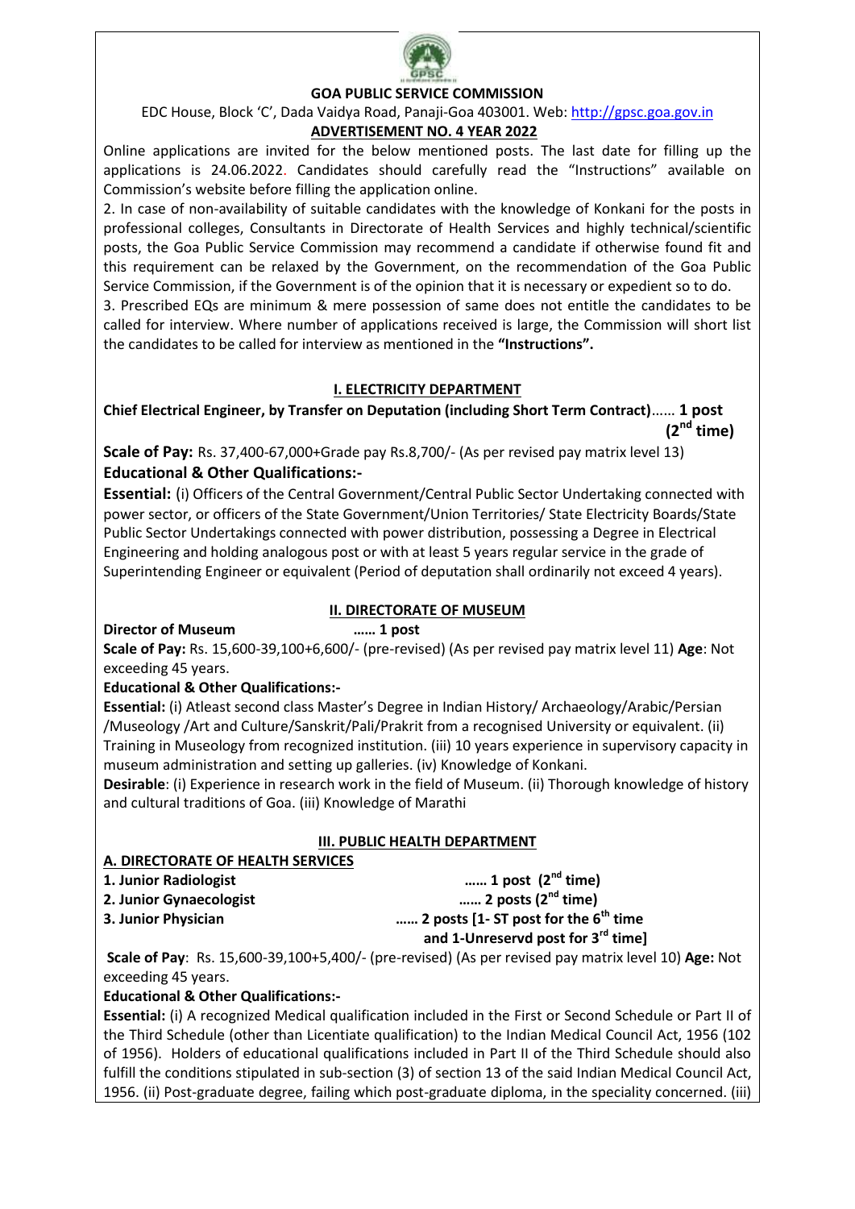# GOA PUBLIC SERVICE COMMISSION

EDC House, Block 'C', Dada Vaidya Road, Panaji-Goa 403001. Web: http://gpsc.goa.gov.in

## ADVERTISEMENT NO. 4 YEAR 2022

Online applications are invited for the below mentioned posts. The last date for filling up the applications is 24.06.2022. Candidates should carefully read the "Instructions" available on Commission's website before filling the application online.

2. In case of non-availability of suitable candidates with the knowledge of Konkani for the posts in professional colleges, Consultants in Directorate of Health Services and highly technical/scientific posts, the Goa Public Service Commission may recommend a candidate if otherwise found fit and this requirement can be relaxed by the Government, on the recommendation of the Goa Public Service Commission, if the Government is of the opinion that it is necessary or expedient so to do.

3. Prescribed EQs are minimum & mere possession of same does not entitle the candidates to be called for interview. Where number of applications received is large, the Commission will short list the candidates to be called for interview as mentioned in the **"Instructions".**

## I. ELECTRICITY DEPARTMENT

**Chief Electrical Engineer, by Transfer on Deputation (including Short Term Contract)...... 1 post (2nd time)**

**Scale of Pay:** Rs. 37,400-67,000+Grade pay Rs.8,700/- (As per revised pay matrix level 13)

**Educational & Other Qualifications:-**

**Essential:** (i) Officers of the Central Government/Central Public Sector Undertaking connected with power sector, or officers of the State Government/Union Territories/ State Electricity Boards/State Public Sector Undertakings connected with power distribution, possessing a Degree in Electrical Engineering and holding analogous post or with at least 5 years regular service in the grade of Superintending Engineer or equivalent (Period of deputation shall ordinarily not exceed 4 years).

## II. DIRECTORATE OF MUSEUM

**Director of Museum ...... 1 post**

**Scale of Pay:** Rs. 15,600-39,100+6,600/- (pre-revised) (As per revised pay matrix level 11) **Age**: Not exceeding 45 years.

**Educational & Other Qualifications:-**

**Essential:** (i) Atleast second class Master's Degree in Indian History/ Archaeology/Arabic/Persian /Museology /Art and Culture/Sanskrit/Pali/Prakrit from a recognised University or equivalent. (ii) Training in Museology from recognized institution. (iii) 10 years experience in supervisory capacity in museum administration and setting up galleries. (iv) Knowledge of Konkani.

**Desirable**: (i) Experience in research work in the field of Museum. (ii) Thorough knowledge of history and cultural traditions of Goa. (iii) Knowledge of Marathi

## III. PUBLIC HEALTH DEPARTMENT

### A. DIRECTORATE OF HEALTH SERVICES

**1. Junior Radiologist ...... 1 post (2nd time)**

**2. Junior Gynaecologist ...... 2 posts (2nd time)**

**3. Junior Physician ...... 2 posts [1- ST post for the 6th time and 1-Unreservd post for 3rd time]**

**Scale of Pay**: Rs. 15,600-39,100+5,400/- (pre-revised) (As per revised pay matrix level 10) **Age:** Not exceeding 45 years.

**Educational & Other Qualifications:-**

**Essential:** (i) A recognized Medical qualification included in the First or Second Schedule or Part II of the Third Schedule (other than Licentiate qualification) to the Indian Medical Council Act, 1956 (102 of 1956). Holders of educational qualifications included in Part II of the Third Schedule should also fulfill the conditions stipulated in sub-section (3) of section 13 of the said Indian Medical Council Act, 1956. (ii) Post-graduate degree, failing which post-graduate diploma, in the speciality concerned. (iii)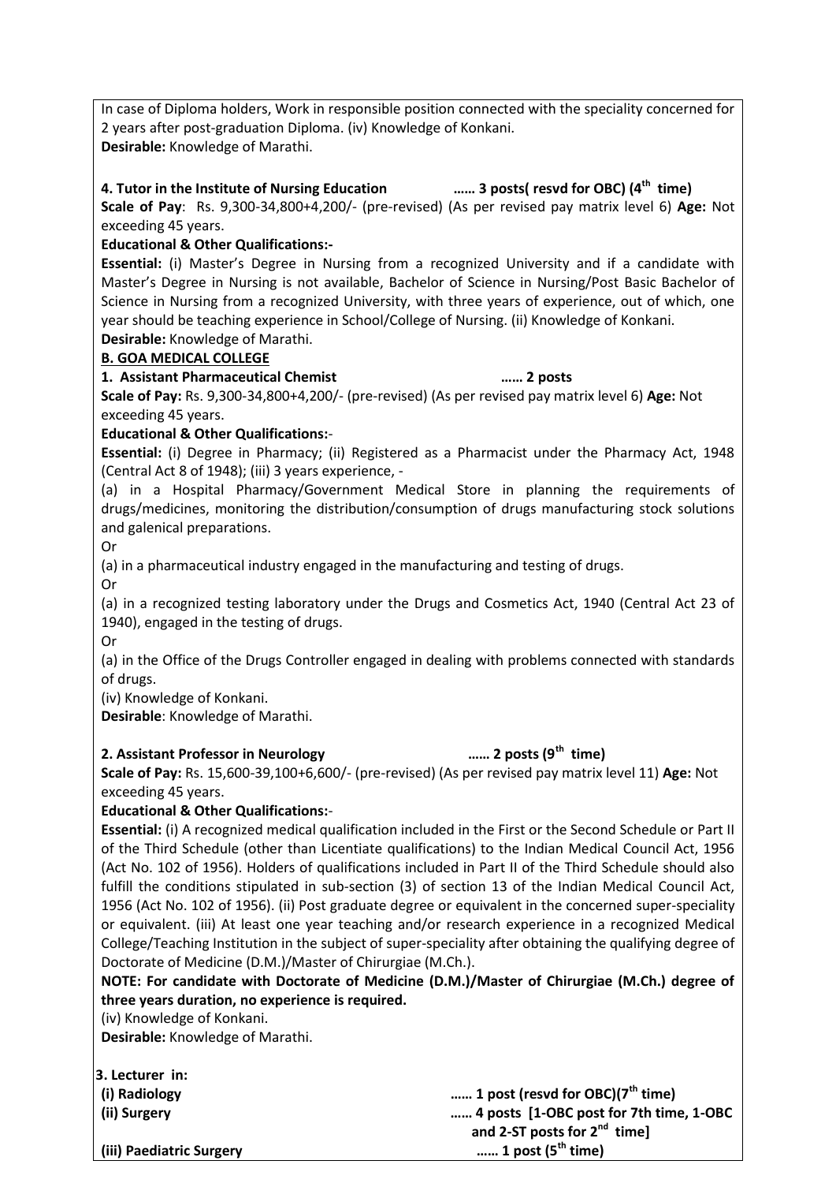In case of Diploma holders, Work in responsible position connected with the speciality concerned for 2 years after post-graduation Diploma. (iv) Knowledge of Konkani.
**Desirable:** Knowledge of Marathi.

**4. Tutor in the Institute of Nursing Education …… 3 posts( resvd for OBC) (4th time)**
**Scale of Pay**: Rs. 9,300-34,800+4,200/- (pre-revised) (As per revised pay matrix level 6) **Age:** Not exceeding 45 years.
**Educational & Other Qualifications:-**
**Essential:** (i) Master's Degree in Nursing from a recognized University and if a candidate with Master's Degree in Nursing is not available, Bachelor of Science in Nursing/Post Basic Bachelor of Science in Nursing from a recognized University, with three years of experience, out of which, one year should be teaching experience in School/College of Nursing. (ii) Knowledge of Konkani.
**Desirable:** Knowledge of Marathi.

**B. GOA MEDICAL COLLEGE**

**1. Assistant Pharmaceutical Chemist …… 2 posts**
**Scale of Pay:** Rs. 9,300-34,800+4,200/- (pre-revised) (As per revised pay matrix level 6) **Age:** Not exceeding 45 years.
**Educational & Other Qualifications:**-
**Essential:** (i) Degree in Pharmacy; (ii) Registered as a Pharmacist under the Pharmacy Act, 1948 (Central Act 8 of 1948); (iii) 3 years experience, -

(a) in a Hospital Pharmacy/Government Medical Store in planning the requirements of drugs/medicines, monitoring the distribution/consumption of drugs manufacturing stock solutions and galenical preparations.

Or

(a) in a pharmaceutical industry engaged in the manufacturing and testing of drugs.

Or

(a) in a recognized testing laboratory under the Drugs and Cosmetics Act, 1940 (Central Act 23 of 1940), engaged in the testing of drugs.

Or

(a) in the Office of the Drugs Controller engaged in dealing with problems connected with standards of drugs.

(iv) Knowledge of Konkani.
**Desirable**: Knowledge of Marathi.

**2. Assistant Professor in Neurology …… 2 posts (9th time)**
**Scale of Pay:** Rs. 15,600-39,100+6,600/- (pre-revised) (As per revised pay matrix level 11) **Age:** Not exceeding 45 years.
**Educational & Other Qualifications:**-
**Essential:** (i) A recognized medical qualification included in the First or the Second Schedule or Part II of the Third Schedule (other than Licentiate qualifications) to the Indian Medical Council Act, 1956 (Act No. 102 of 1956). Holders of qualifications included in Part II of the Third Schedule should also fulfill the conditions stipulated in sub-section (3) of section 13 of the Indian Medical Council Act, 1956 (Act No. 102 of 1956). (ii) Post graduate degree or equivalent in the concerned super-speciality or equivalent. (iii) At least one year teaching and/or research experience in a recognized Medical College/Teaching Institution in the subject of super-speciality after obtaining the qualifying degree of Doctorate of Medicine (D.M.)/Master of Chirurgiae (M.Ch.).
**NOTE: For candidate with Doctorate of Medicine (D.M.)/Master of Chirurgiae (M.Ch.) degree of three years duration, no experience is required.**
(iv) Knowledge of Konkani.
**Desirable:** Knowledge of Marathi.

**3. Lecturer in:**
**(i) Radiology …… 1 post (resvd for OBC)(7th time)**
**(ii) Surgery …… 4 posts [1-OBC post for 7th time, 1-OBC and 2-ST posts for 2nd time]**
**(iii) Paediatric Surgery …… 1 post (5th time)**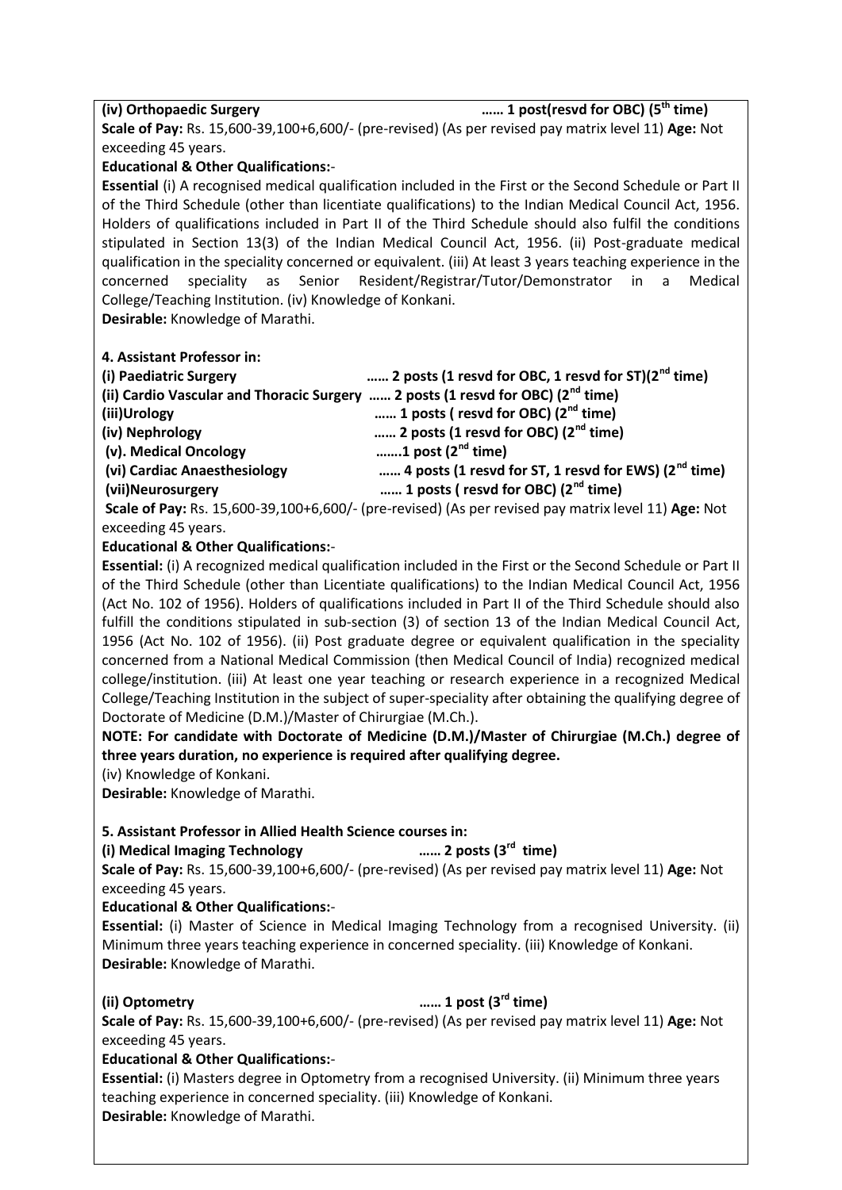**(iv) Orthopaedic Surgery …… 1 post(resvd for OBC) (5th time)**

**Scale of Pay:** Rs. 15,600-39,100+6,600/- (pre-revised) (As per revised pay matrix level 11) **Age:** Not exceeding 45 years.

**Educational & Other Qualifications:**-

**Essential** (i) A recognised medical qualification included in the First or the Second Schedule or Part II of the Third Schedule (other than licentiate qualifications) to the Indian Medical Council Act, 1956. Holders of qualifications included in Part II of the Third Schedule should also fulfil the conditions stipulated in Section 13(3) of the Indian Medical Council Act, 1956. (ii) Post-graduate medical qualification in the speciality concerned or equivalent. (iii) At least 3 years teaching experience in the concerned speciality as Senior Resident/Registrar/Tutor/Demonstrator in a Medical College/Teaching Institution. (iv) Knowledge of Konkani.

**Desirable:** Knowledge of Marathi.

**4. Assistant Professor in:**

**(i) Paediatric Surgery …… 2 posts (1 resvd for OBC, 1 resvd for ST)(2nd time)**
**(ii) Cardio Vascular and Thoracic Surgery …… 2 posts (1 resvd for OBC) (2nd time)**
**(iii)Urology …… 1 posts ( resvd for OBC) (2nd time)**
**(iv) Nephrology …… 2 posts (1 resvd for OBC) (2nd time)**
**(v). Medical Oncology …….1 post (2nd time)**
**(vi) Cardiac Anaesthesiology …… 4 posts (1 resvd for ST, 1 resvd for EWS) (2nd time)**
**(vii)Neurosurgery …… 1 posts ( resvd for OBC) (2nd time)**

**Scale of Pay:** Rs. 15,600-39,100+6,600/- (pre-revised) (As per revised pay matrix level 11) **Age:** Not exceeding 45 years.

**Educational & Other Qualifications:**-

**Essential:** (i) A recognized medical qualification included in the First or the Second Schedule or Part II of the Third Schedule (other than Licentiate qualifications) to the Indian Medical Council Act, 1956 (Act No. 102 of 1956). Holders of qualifications included in Part II of the Third Schedule should also fulfill the conditions stipulated in sub-section (3) of section 13 of the Indian Medical Council Act, 1956 (Act No. 102 of 1956). (ii) Post graduate degree or equivalent qualification in the speciality concerned from a National Medical Commission (then Medical Council of India) recognized medical college/institution. (iii) At least one year teaching or research experience in a recognized Medical College/Teaching Institution in the subject of super-speciality after obtaining the qualifying degree of Doctorate of Medicine (D.M.)/Master of Chirurgiae (M.Ch.).

**NOTE: For candidate with Doctorate of Medicine (D.M.)/Master of Chirurgiae (M.Ch.) degree of three years duration, no experience is required after qualifying degree.**

(iv) Knowledge of Konkani.

**Desirable:** Knowledge of Marathi.

**5. Assistant Professor in Allied Health Science courses in:**

**(i) Medical Imaging Technology …… 2 posts (3rd time)**

**Scale of Pay:** Rs. 15,600-39,100+6,600/- (pre-revised) (As per revised pay matrix level 11) **Age:** Not exceeding 45 years.

**Educational & Other Qualifications:**-

**Essential:** (i) Master of Science in Medical Imaging Technology from a recognised University. (ii) Minimum three years teaching experience in concerned speciality. (iii) Knowledge of Konkani.

**Desirable:** Knowledge of Marathi.

**(ii) Optometry …… 1 post (3rd time)**

**Scale of Pay:** Rs. 15,600-39,100+6,600/- (pre-revised) (As per revised pay matrix level 11) **Age:** Not exceeding 45 years.

**Educational & Other Qualifications:**-

**Essential:** (i) Masters degree in Optometry from a recognised University. (ii) Minimum three years teaching experience in concerned speciality. (iii) Knowledge of Konkani.

**Desirable:** Knowledge of Marathi.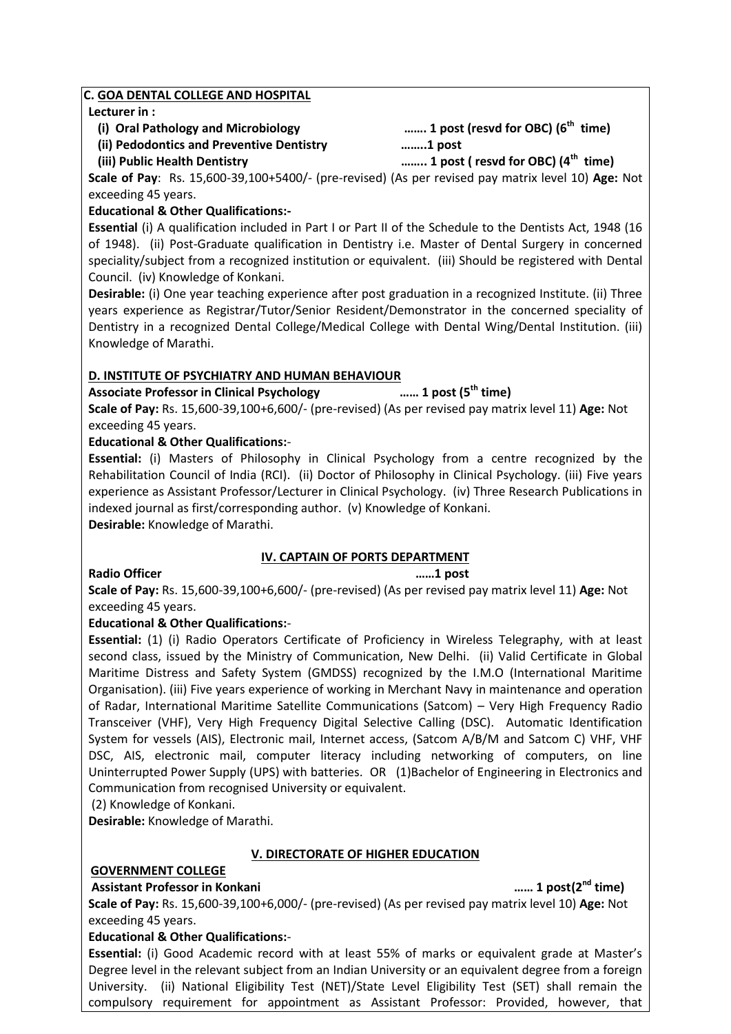**C. GOA DENTAL COLLEGE AND HOSPITAL**

**Lecturer in :**

**(i) Oral Pathology and Microbiology ……. 1 post (resvd for OBC) (6th time)**

**(ii) Pedodontics and Preventive Dentistry ……..1 post**

**(iii) Public Health Dentistry …….. 1 post ( resvd for OBC) (4th time)**

**Scale of Pay**: Rs. 15,600-39,100+5400/- (pre-revised) (As per revised pay matrix level 10) **Age:** Not exceeding 45 years.

**Educational & Other Qualifications:-**

**Essential** (i) A qualification included in Part I or Part II of the Schedule to the Dentists Act, 1948 (16 of 1948). (ii) Post-Graduate qualification in Dentistry i.e. Master of Dental Surgery in concerned speciality/subject from a recognized institution or equivalent. (iii) Should be registered with Dental Council. (iv) Knowledge of Konkani.

**Desirable:** (i) One year teaching experience after post graduation in a recognized Institute. (ii) Three years experience as Registrar/Tutor/Senior Resident/Demonstrator in the concerned speciality of Dentistry in a recognized Dental College/Medical College with Dental Wing/Dental Institution. (iii) Knowledge of Marathi.

**D. INSTITUTE OF PSYCHIATRY AND HUMAN BEHAVIOUR**

**Associate Professor in Clinical Psychology …… 1 post (5th time)**

**Scale of Pay:** Rs. 15,600-39,100+6,600/- (pre-revised) (As per revised pay matrix level 11) **Age:** Not exceeding 45 years.

**Educational & Other Qualifications**:-

**Essential:** (i) Masters of Philosophy in Clinical Psychology from a centre recognized by the Rehabilitation Council of India (RCI). (ii) Doctor of Philosophy in Clinical Psychology. (iii) Five years experience as Assistant Professor/Lecturer in Clinical Psychology. (iv) Three Research Publications in indexed journal as first/corresponding author. (v) Knowledge of Konkani.

**Desirable:** Knowledge of Marathi.

## IV. CAPTAIN OF PORTS DEPARTMENT

**Radio Officer ……1 post**

**Scale of Pay:** Rs. 15,600-39,100+6,600/- (pre-revised) (As per revised pay matrix level 11) **Age:** Not exceeding 45 years.

**Educational & Other Qualifications**:-

**Essential:** (1) (i) Radio Operators Certificate of Proficiency in Wireless Telegraphy, with at least second class, issued by the Ministry of Communication, New Delhi. (ii) Valid Certificate in Global Maritime Distress and Safety System (GMDSS) recognized by the I.M.O (International Maritime Organisation). (iii) Five years experience of working in Merchant Navy in maintenance and operation of Radar, International Maritime Satellite Communications (Satcom) – Very High Frequency Radio Transceiver (VHF), Very High Frequency Digital Selective Calling (DSC). Automatic Identification System for vessels (AIS), Electronic mail, Internet access, (Satcom A/B/M and Satcom C) VHF, VHF DSC, AIS, electronic mail, computer literacy including networking of computers, on line Uninterrupted Power Supply (UPS) with batteries. OR (1)Bachelor of Engineering in Electronics and Communication from recognised University or equivalent.

(2) Knowledge of Konkani.

**Desirable:** Knowledge of Marathi.

## V. DIRECTORATE OF HIGHER EDUCATION

**GOVERNMENT COLLEGE**

**Assistant Professor in Konkani …… 1 post(2nd time)**

**Scale of Pay:** Rs. 15,600-39,100+6,000/- (pre-revised) (As per revised pay matrix level 10) **Age:** Not exceeding 45 years.

**Educational & Other Qualifications**:-

**Essential:** (i) Good Academic record with at least 55% of marks or equivalent grade at Master's Degree level in the relevant subject from an Indian University or an equivalent degree from a foreign University. (ii) National Eligibility Test (NET)/State Level Eligibility Test (SET) shall remain the compulsory requirement for appointment as Assistant Professor: Provided, however, that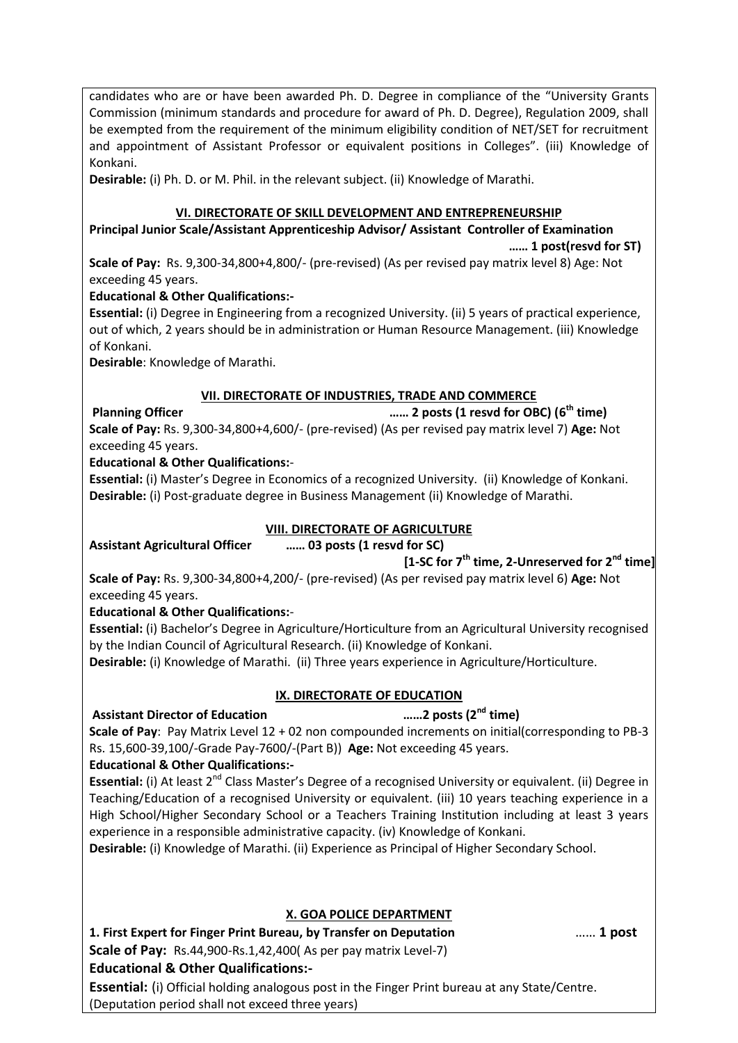candidates who are or have been awarded Ph. D. Degree in compliance of the "University Grants Commission (minimum standards and procedure for award of Ph. D. Degree), Regulation 2009, shall be exempted from the requirement of the minimum eligibility condition of NET/SET for recruitment and appointment of Assistant Professor or equivalent positions in Colleges". (iii) Knowledge of Konkani.

**Desirable:** (i) Ph. D. or M. Phil. in the relevant subject. (ii) Knowledge of Marathi.

## VI. DIRECTORATE OF SKILL DEVELOPMENT AND ENTREPRENEURSHIP

**Principal Junior Scale/Assistant Apprenticeship Advisor/ Assistant Controller of Examination ...... 1 post(resvd for ST)**

**Scale of Pay:** Rs. 9,300-34,800+4,800/- (pre-revised) (As per revised pay matrix level 8) Age: Not exceeding 45 years.

**Educational & Other Qualifications:-**

**Essential:** (i) Degree in Engineering from a recognized University. (ii) 5 years of practical experience, out of which, 2 years should be in administration or Human Resource Management. (iii) Knowledge of Konkani.

**Desirable**: Knowledge of Marathi.

## VII. DIRECTORATE OF INDUSTRIES, TRADE AND COMMERCE

**Planning Officer ...... 2 posts (1 resvd for OBC) (6th time)**

**Scale of Pay:** Rs. 9,300-34,800+4,600/- (pre-revised) (As per revised pay matrix level 7) **Age:** Not exceeding 45 years.

**Educational & Other Qualifications:-**

**Essential:** (i) Master's Degree in Economics of a recognized University. (ii) Knowledge of Konkani.

**Desirable:** (i) Post-graduate degree in Business Management (ii) Knowledge of Marathi.

## VIII. DIRECTORATE OF AGRICULTURE

**Assistant Agricultural Officer ...... 03 posts (1 resvd for SC)**
**[1-SC for 7th time, 2-Unreserved for 2nd time]**

**Scale of Pay:** Rs. 9,300-34,800+4,200/- (pre-revised) (As per revised pay matrix level 6) **Age:** Not exceeding 45 years.

**Educational & Other Qualifications:-**

**Essential:** (i) Bachelor's Degree in Agriculture/Horticulture from an Agricultural University recognised by the Indian Council of Agricultural Research. (ii) Knowledge of Konkani.

**Desirable:** (i) Knowledge of Marathi. (ii) Three years experience in Agriculture/Horticulture.

## IX. DIRECTORATE OF EDUCATION

**Assistant Director of Education ......2 posts (2nd time)**

**Scale of Pay**: Pay Matrix Level 12 + 02 non compounded increments on initial(corresponding to PB-3 Rs. 15,600-39,100/-Grade Pay-7600/-(Part B)) **Age:** Not exceeding 45 years.

**Educational & Other Qualifications:-**

**Essential:** (i) At least 2nd Class Master's Degree of a recognised University or equivalent. (ii) Degree in Teaching/Education of a recognised University or equivalent. (iii) 10 years teaching experience in a High School/Higher Secondary School or a Teachers Training Institution including at least 3 years experience in a responsible administrative capacity. (iv) Knowledge of Konkani.

**Desirable:** (i) Knowledge of Marathi. (ii) Experience as Principal of Higher Secondary School.

## X. GOA POLICE DEPARTMENT

**1. First Expert for Finger Print Bureau, by Transfer on Deputation ...... 1 post**

**Scale of Pay:** Rs.44,900-Rs.1,42,400( As per pay matrix Level-7)

**Educational & Other Qualifications:-**

**Essential:** (i) Official holding analogous post in the Finger Print bureau at any State/Centre. (Deputation period shall not exceed three years)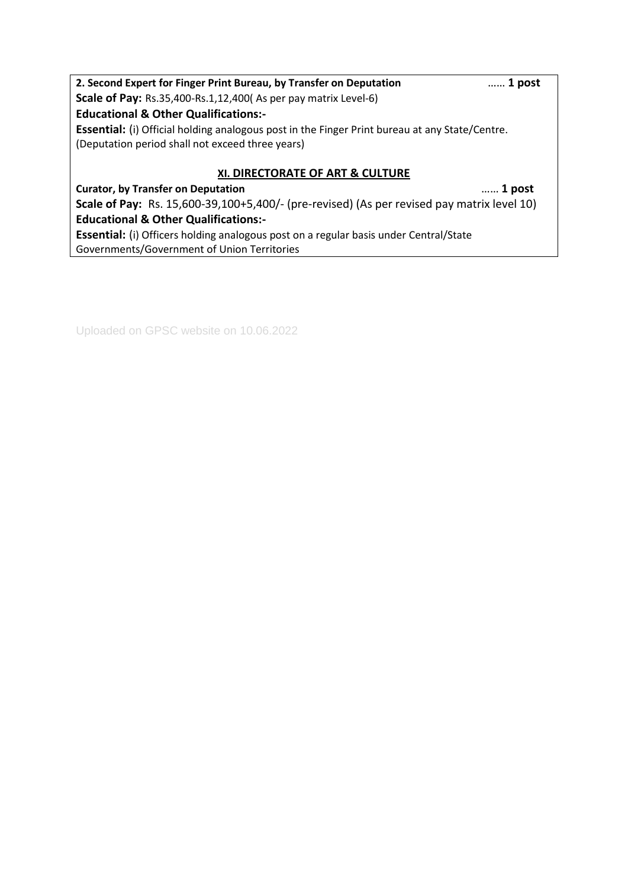**2. Second Expert for Finger Print Bureau, by Transfer on Deputation** …… **1 post**

**Scale of Pay:** Rs.35,400-Rs.1,12,400( As per pay matrix Level-6)

**Educational & Other Qualifications:-**

**Essential:** (i) Official holding analogous post in the Finger Print bureau at any State/Centre. (Deputation period shall not exceed three years)

## XI. DIRECTORATE OF ART & CULTURE

**Curator, by Transfer on Deputation** …… **1 post**

**Scale of Pay:** Rs. 15,600-39,100+5,400/- (pre-revised) (As per revised pay matrix level 10)

**Educational & Other Qualifications:-**

**Essential:** (i) Officers holding analogous post on a regular basis under Central/State Governments/Government of Union Territories

Uploaded on GPSC website on 10.06.2022